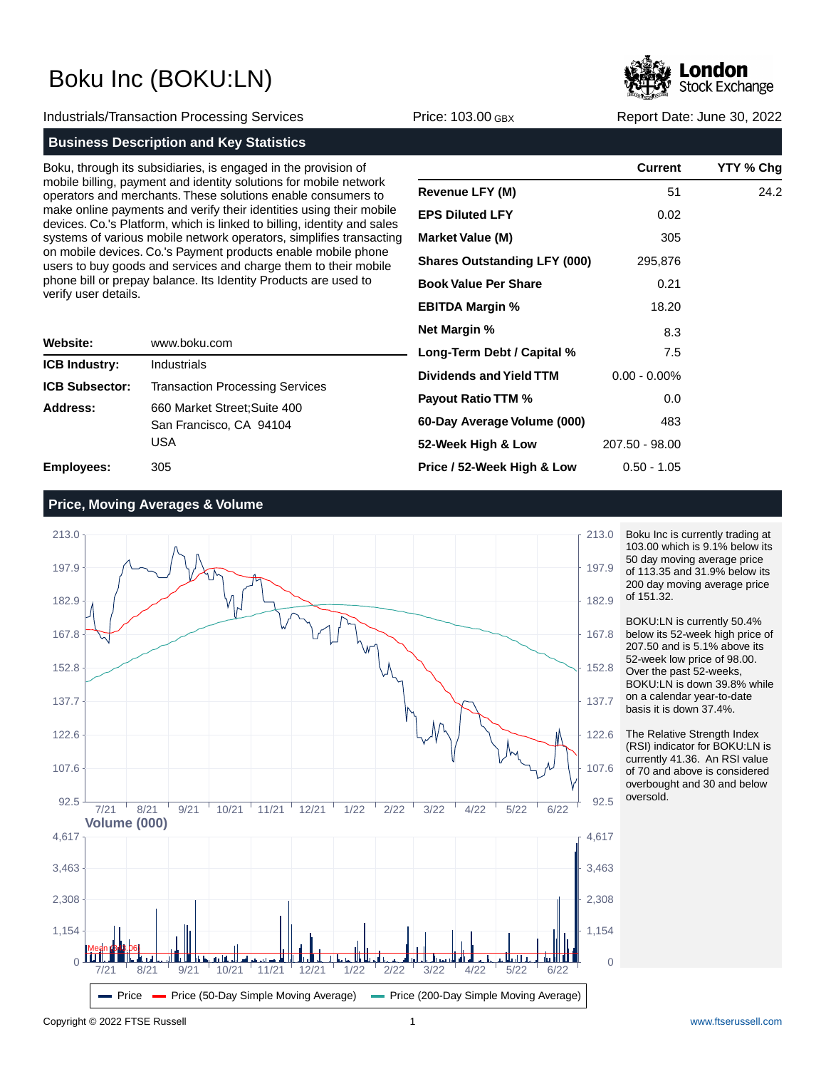# Boku Inc (BOKU:LN)

London Stock Exchange

Industrials/Transaction Processing Services | Price: 103.00 GBX | Report Date: June 30, 2022

## Business Description and Key Statistics

Boku, through its subsidiaries, is engaged in the provision of mobile billing, payment and identity solutions for mobile network operators and merchants. These solutions enable consumers to make online payments and verify their identities using their mobile devices. Co.'s Platform, which is linked to billing, identity and sales systems of various mobile network operators, simplifies transacting on mobile devices. Co.'s Payment products enable mobile phone users to buy goods and services and charge them to their mobile phone bill or prepay balance. Its Identity Products are used to verify user details.

| | |
|---|---|
| **Website:** | www.boku.com |
| **ICB Industry:** | Industrials |
| **ICB Subsector:** | Transaction Processing Services |
| **Address:** | 660 Market Street;Suite 400<br>San Francisco, CA 94104<br>USA |
| **Employees:** | 305 |

| | Current | YTY % Chg |
|---|---|---|
| **Revenue LFY (M)** | 51 | 24.2 |
| **EPS Diluted LFY** | 0.02 | |
| **Market Value (M)** | 305 | |
| **Shares Outstanding LFY (000)** | 295,876 | |
| **Book Value Per Share** | 0.21 | |
| **EBITDA Margin %** | 18.20 | |
| **Net Margin %** | 8.3 | |
| **Long-Term Debt / Capital %** | 7.5 | |
| **Dividends and Yield TTM** | 0.00 - 0.00% | |
| **Payout Ratio TTM %** | 0.0 | |
| **60-Day Average Volume (000)** | 483 | |
| **52-Week High & Low** | 207.50 - 98.00 | |
| **Price / 52-Week High & Low** | 0.50 - 1.05 | |

## Price, Moving Averages & Volume

Boku Inc is currently trading at 103.00 which is 9.1% below its 50 day moving average price of 113.35 and 31.9% below its 200 day moving average price of 151.32.

BOKU:LN is currently 50.4% below its 52-week high price of 207.50 and is 5.1% above its 52-week low price of 98.00. Over the past 52-weeks, BOKU:LN is down 39.8% while on a calendar year-to-date basis it is down 37.4%.

The Relative Strength Index (RSI) indicator for BOKU:LN is currently 41.36. An RSI value of 70 and above is considered overbought and 30 and below oversold.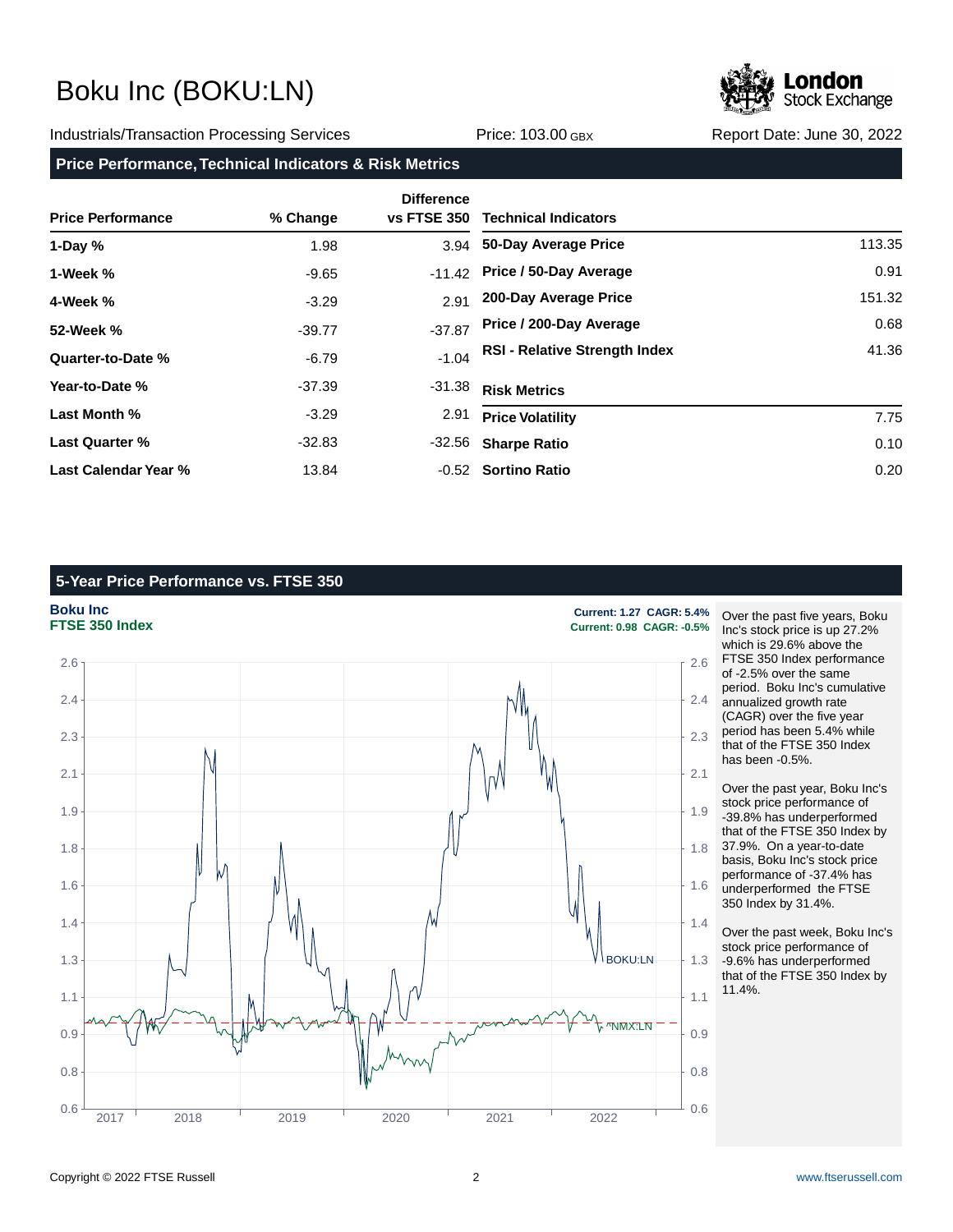# Boku Inc (BOKU:LN)

Industrials/Transaction Processing Services | Price: 103.00 GBX | Report Date: June 30, 2022

## Price Performance, Technical Indicators & Risk Metrics

| Price Performance | % Change | Difference vs FTSE 350 |
|---|---|---|
| 1-Day % | 1.98 | 3.94 |
| 1-Week % | -9.65 | -11.42 |
| 4-Week % | -3.29 | 2.91 |
| 52-Week % | -39.77 | -37.87 |
| Quarter-to-Date % | -6.79 | -1.04 |
| Year-to-Date % | -37.39 | -31.38 |
| Last Month % | -3.29 | 2.91 |
| Last Quarter % | -32.83 | -32.56 |
| Last Calendar Year % | 13.84 | -0.52 |

| Technical Indicators | |
|---|---|
| 50-Day Average Price | 113.35 |
| Price / 50-Day Average | 0.91 |
| 200-Day Average Price | 151.32 |
| Price / 200-Day Average | 0.68 |
| RSI - Relative Strength Index | 41.36 |

| Risk Metrics | |
|---|---|
| Price Volatility | 7.75 |
| Sharpe Ratio | 0.10 |
| Sortino Ratio | 0.20 |

## 5-Year Price Performance vs. FTSE 350

**Boku Inc** — Current: 1.27 CAGR: 5.4%

**FTSE 350 Index** — Current: 0.98 CAGR: -0.5%

Over the past five years, Boku Inc's stock price is up 27.2% which is 29.6% above the FTSE 350 Index performance of -2.5% over the same period. Boku Inc's cumulative annualized growth rate (CAGR) over the five year period has been 5.4% while that of the FTSE 350 Index has been -0.5%.

Over the past year, Boku Inc's stock price performance of -39.8% has underperformed that of the FTSE 350 Index by 37.9%. On a year-to-date basis, Boku Inc's stock price performance of -37.4% has underperformed the FTSE 350 Index by 31.4%.

Over the past week, Boku Inc's stock price performance of -9.6% has underperformed that of the FTSE 350 Index by 11.4%.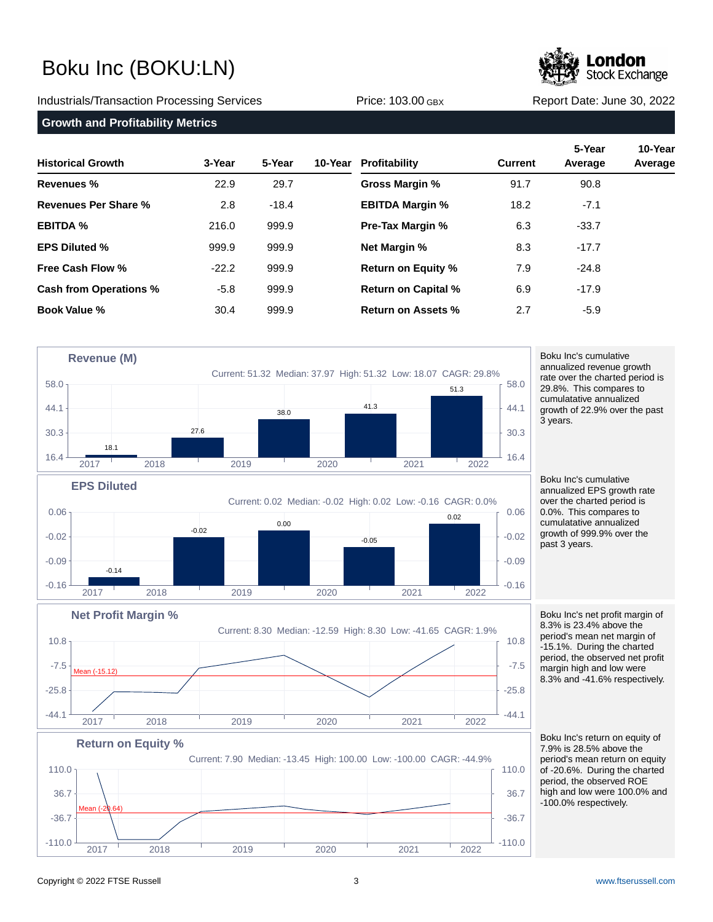# Boku Inc (BOKU:LN)

Industrials/Transaction Processing Services | Price: 103.00 GBX | Report Date: June 30, 2022

## Growth and Profitability Metrics

| Historical Growth | 3-Year | 5-Year | 10-Year |
|---|---|---|---|
| Revenues % | 22.9 | 29.7 | |
| Revenues Per Share % | 2.8 | -18.4 | |
| EBITDA % | 216.0 | 999.9 | |
| EPS Diluted % | 999.9 | 999.9 | |
| Free Cash Flow % | -22.2 | 999.9 | |
| Cash from Operations % | -5.8 | 999.9 | |
| Book Value % | 30.4 | 999.9 | |

| Profitability | Current | 5-Year Average | 10-Year Average |
|---|---|---|---|
| Gross Margin % | 91.7 | 90.8 | |
| EBITDA Margin % | 18.2 | -7.1 | |
| Pre-Tax Margin % | 6.3 | -33.7 | |
| Net Margin % | 8.3 | -17.7 | |
| Return on Equity % | 7.9 | -24.8 | |
| Return on Capital % | 6.9 | -17.9 | |
| Return on Assets % | 2.7 | -5.9 | |

### Revenue (M)

Current: 51.32 Median: 37.97 High: 51.32 Low: 18.07 CAGR: 29.8%

| 2017 | 2018 | 2019 | 2020 | 2021 | 2022 |
|---|---|---|---|---|---|
| 18.1 | 27.6 | 38.0 | 41.3 | 51.3 | |

Boku Inc's cumulative annualized revenue growth rate over the charted period is 29.8%. This compares to cumulatative annualized growth of 22.9% over the past 3 years.

### EPS Diluted

Current: 0.02 Median: -0.02 High: 0.02 Low: -0.16 CAGR: 0.0%

| 2017 | 2018 | 2019 | 2020 | 2021 | 2022 |
|---|---|---|---|---|---|
| -0.14 | -0.02 | 0.00 | -0.05 | 0.02 | |

Boku Inc's cumulative annualized EPS growth rate over the charted period is 0.0%. This compares to cumulatative annualized growth of 999.9% over the past 3 years.

### Net Profit Margin %

Current: 8.30 Median: -12.59 High: 8.30 Low: -41.65 CAGR: 1.9%

Mean (-15.12)

Boku Inc's net profit margin of 8.3% is 23.4% above the period's mean net margin of -15.1%. During the charted period, the observed net profit margin high and low were 8.3% and -41.6% respectively.

### Return on Equity %

Current: 7.90 Median: -13.45 High: 100.00 Low: -100.00 CAGR: -44.9%

Mean (-20.64)

Boku Inc's return on equity of 7.9% is 28.5% above the period's mean return on equity of -20.6%. During the charted period, the observed ROE high and low were 100.0% and -100.0% respectively.

Copyright © 2022 FTSE Russell | www.ftserussell.com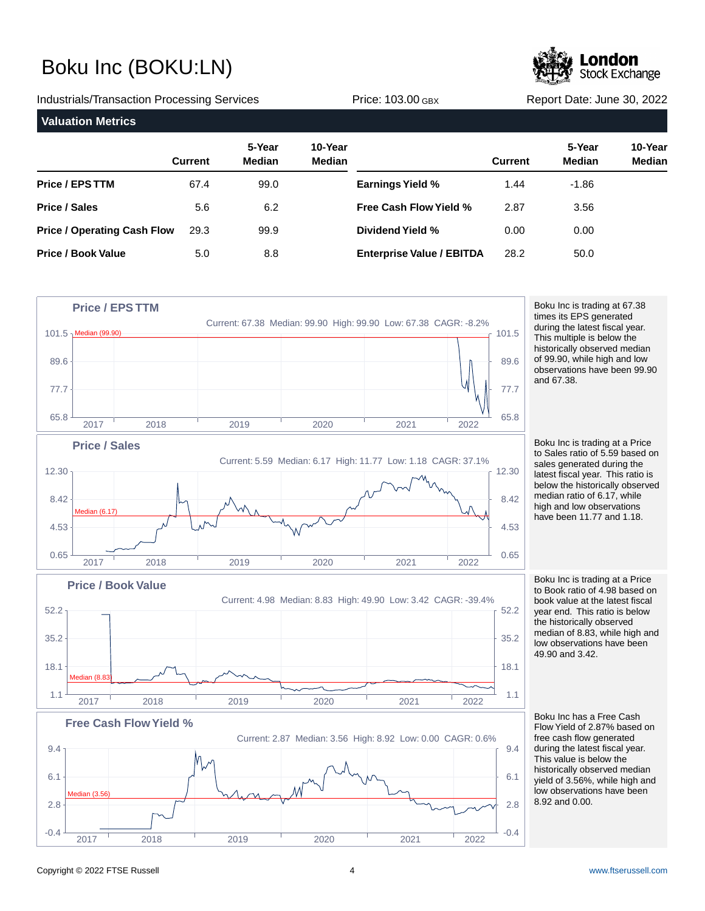# Boku Inc (BOKU:LN)

Industrials/Transaction Processing Services | Price: 103.00 GBX | Report Date: June 30, 2022

## Valuation Metrics

| | Current | 5-Year Median | 10-Year Median | | Current | 5-Year Median | 10-Year Median |
|---|---|---|---|---|---|---|---|
| **Price / EPS TTM** | 67.4 | 99.0 | | **Earnings Yield %** | 1.44 | -1.86 | |
| **Price / Sales** | 5.6 | 6.2 | | **Free Cash Flow Yield %** | 2.87 | 3.56 | |
| **Price / Operating Cash Flow** | 29.3 | 99.9 | | **Dividend Yield %** | 0.00 | 0.00 | |
| **Price / Book Value** | 5.0 | 8.8 | | **Enterprise Value / EBITDA** | 28.2 | 50.0 | |

### Price / EPS TTM

Current: 67.38 Median: 99.90 High: 99.90 Low: 67.38 CAGR: -8.2%

Boku Inc is trading at 67.38 times its EPS generated during the latest fiscal year. This multiple is below the historically observed median of 99.90, while high and low observations have been 99.90 and 67.38.

### Price / Sales

Current: 5.59 Median: 6.17 High: 11.77 Low: 1.18 CAGR: 37.1%

Boku Inc is trading at a Price to Sales ratio of 5.59 based on sales generated during the latest fiscal year. This ratio is below the historically observed median ratio of 6.17, while high and low observations have been 11.77 and 1.18.

### Price / Book Value

Current: 4.98 Median: 8.83 High: 49.90 Low: 3.42 CAGR: -39.4%

Boku Inc is trading at a Price to Book ratio of 4.98 based on book value at the latest fiscal year end. This ratio is below the historically observed median of 8.83, while high and low observations have been 49.90 and 3.42.

### Free Cash Flow Yield %

Current: 2.87 Median: 3.56 High: 8.92 Low: 0.00 CAGR: 0.6%

Boku Inc has a Free Cash Flow Yield of 2.87% based on free cash flow generated during the latest fiscal year. This value is below the historically observed median yield of 3.56%, while high and low observations have been 8.92 and 0.00.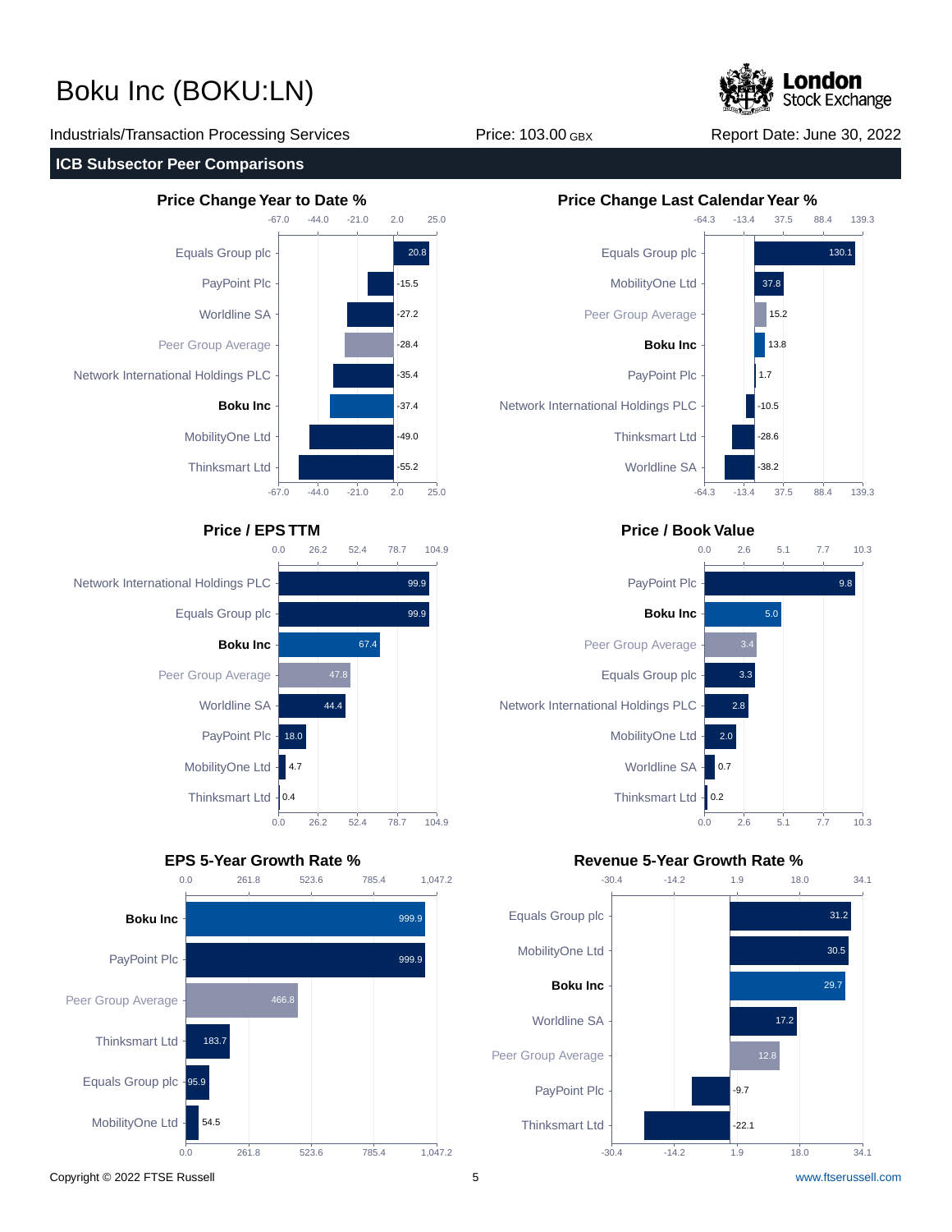# Boku Inc (BOKU:LN)

Industrials/Transaction Processing Services | Price: 103.00 GBX | Report Date: June 30, 2022

## ICB Subsector Peer Comparisons

### Price Change Year to Date %

| Company | Value |
|---|---|
| Equals Group plc | 20.8 |
| PayPoint Plc | -15.5 |
| Worldline SA | -27.2 |
| Peer Group Average | -28.4 |
| Network International Holdings PLC | -35.4 |
| **Boku Inc** | -37.4 |
| MobilityOne Ltd | -49.0 |
| Thinksmart Ltd | -55.2 |

### Price Change Last Calendar Year %

| Company | Value |
|---|---|
| Equals Group plc | 130.1 |
| MobilityOne Ltd | 37.8 |
| Peer Group Average | 15.2 |
| **Boku Inc** | 13.8 |
| PayPoint Plc | 1.7 |
| Network International Holdings PLC | -10.5 |
| Thinksmart Ltd | -28.6 |
| Worldline SA | -38.2 |

### Price / EPS TTM

| Company | Value |
|---|---|
| Network International Holdings PLC | 99.9 |
| Equals Group plc | 99.9 |
| **Boku Inc** | 67.4 |
| Peer Group Average | 47.8 |
| Worldline SA | 44.4 |
| PayPoint Plc | 18.0 |
| MobilityOne Ltd | 4.7 |
| Thinksmart Ltd | 0.4 |

### Price / Book Value

| Company | Value |
|---|---|
| PayPoint Plc | 9.8 |
| **Boku Inc** | 5.0 |
| Peer Group Average | 3.4 |
| Equals Group plc | 3.3 |
| Network International Holdings PLC | 2.8 |
| MobilityOne Ltd | 2.0 |
| Worldline SA | 0.7 |
| Thinksmart Ltd | 0.2 |

### EPS 5-Year Growth Rate %

| Company | Value |
|---|---|
| **Boku Inc** | 999.9 |
| PayPoint Plc | 999.9 |
| Peer Group Average | 466.8 |
| Thinksmart Ltd | 183.7 |
| Equals Group plc | 95.9 |
| MobilityOne Ltd | 54.5 |

### Revenue 5-Year Growth Rate %

| Company | Value |
|---|---|
| Equals Group plc | 31.2 |
| MobilityOne Ltd | 30.5 |
| **Boku Inc** | 29.7 |
| Worldline SA | 17.2 |
| Peer Group Average | 12.8 |
| PayPoint Plc | -9.7 |
| Thinksmart Ltd | -22.1 |

Copyright © 2022 FTSE Russell | www.ftserussell.com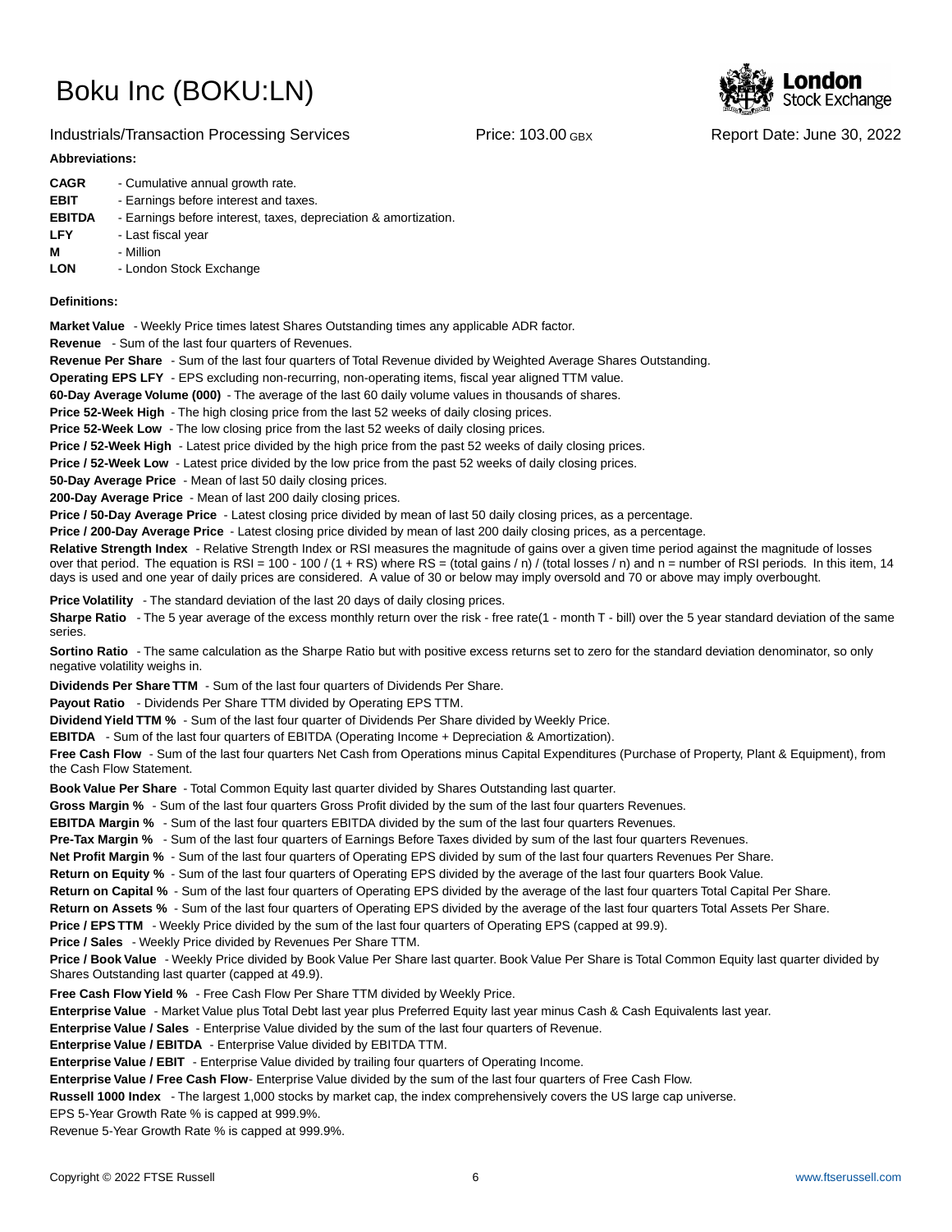# Boku Inc (BOKU:LN)

Industrials/Transaction Processing Services | Price: 103.00 GBX | Report Date: June 30, 2022

**Abbreviations:**

**CAGR** - Cumulative annual growth rate.
**EBIT** - Earnings before interest and taxes.
**EBITDA** - Earnings before interest, taxes, depreciation & amortization.
**LFY** - Last fiscal year
**M** - Million
**LON** - London Stock Exchange

**Definitions:**

**Market Value** - Weekly Price times latest Shares Outstanding times any applicable ADR factor.
**Revenue** - Sum of the last four quarters of Revenues.
**Revenue Per Share** - Sum of the last four quarters of Total Revenue divided by Weighted Average Shares Outstanding.
**Operating EPS LFY** - EPS excluding non-recurring, non-operating items, fiscal year aligned TTM value.
**60-Day Average Volume (000)** - The average of the last 60 daily volume values in thousands of shares.
**Price 52-Week High** - The high closing price from the last 52 weeks of daily closing prices.
**Price 52-Week Low** - The low closing price from the last 52 weeks of daily closing prices.
**Price / 52-Week High** - Latest price divided by the high price from the past 52 weeks of daily closing prices.
**Price / 52-Week Low** - Latest price divided by the low price from the past 52 weeks of daily closing prices.
**50-Day Average Price** - Mean of last 50 daily closing prices.
**200-Day Average Price** - Mean of last 200 daily closing prices.
**Price / 50-Day Average Price** - Latest closing price divided by mean of last 50 daily closing prices, as a percentage.
**Price / 200-Day Average Price** - Latest closing price divided by mean of last 200 daily closing prices, as a percentage.
**Relative Strength Index** - Relative Strength Index or RSI measures the magnitude of gains over a given time period against the magnitude of losses over that period. The equation is RSI = 100 - 100 / (1 + RS) where RS = (total gains / n) / (total losses / n) and n = number of RSI periods. In this item, 14 days is used and one year of daily prices are considered. A value of 30 or below may imply oversold and 70 or above may imply overbought.
**Price Volatility** - The standard deviation of the last 20 days of daily closing prices.
**Sharpe Ratio** - The 5 year average of the excess monthly return over the risk - free rate(1 - month T - bill) over the 5 year standard deviation of the same series.
**Sortino Ratio** - The same calculation as the Sharpe Ratio but with positive excess returns set to zero for the standard deviation denominator, so only negative volatility weighs in.
**Dividends Per Share TTM** - Sum of the last four quarters of Dividends Per Share.
**Payout Ratio** - Dividends Per Share TTM divided by Operating EPS TTM.
**Dividend Yield TTM %** - Sum of the last four quarter of Dividends Per Share divided by Weekly Price.
**EBITDA** - Sum of the last four quarters of EBITDA (Operating Income + Depreciation & Amortization).
**Free Cash Flow** - Sum of the last four quarters Net Cash from Operations minus Capital Expenditures (Purchase of Property, Plant & Equipment), from the Cash Flow Statement.
**Book Value Per Share** - Total Common Equity last quarter divided by Shares Outstanding last quarter.
**Gross Margin %** - Sum of the last four quarters Gross Profit divided by the sum of the last four quarters Revenues.
**EBITDA Margin %** - Sum of the last four quarters EBITDA divided by the sum of the last four quarters Revenues.
**Pre-Tax Margin %** - Sum of the last four quarters of Earnings Before Taxes divided by sum of the last four quarters Revenues.
**Net Profit Margin %** - Sum of the last four quarters of Operating EPS divided by sum of the last four quarters Revenues Per Share.
**Return on Equity %** - Sum of the last four quarters of Operating EPS divided by the average of the last four quarters Book Value.
**Return on Capital %** - Sum of the last four quarters of Operating EPS divided by the average of the last four quarters Total Capital Per Share.
**Return on Assets %** - Sum of the last four quarters of Operating EPS divided by the average of the last four quarters Total Assets Per Share.
**Price / EPS TTM** - Weekly Price divided by the sum of the last four quarters of Operating EPS (capped at 99.9).
**Price / Sales** - Weekly Price divided by Revenues Per Share TTM.
**Price / Book Value** - Weekly Price divided by Book Value Per Share last quarter. Book Value Per Share is Total Common Equity last quarter divided by Shares Outstanding last quarter (capped at 49.9).
**Free Cash Flow Yield %** - Free Cash Flow Per Share TTM divided by Weekly Price.
**Enterprise Value** - Market Value plus Total Debt last year plus Preferred Equity last year minus Cash & Cash Equivalents last year.
**Enterprise Value / Sales** - Enterprise Value divided by the sum of the last four quarters of Revenue.
**Enterprise Value / EBITDA** - Enterprise Value divided by EBITDA TTM.
**Enterprise Value / EBIT** - Enterprise Value divided by trailing four quarters of Operating Income.
**Enterprise Value / Free Cash Flow**- Enterprise Value divided by the sum of the last four quarters of Free Cash Flow.
**Russell 1000 Index** - The largest 1,000 stocks by market cap, the index comprehensively covers the US large cap universe.
EPS 5-Year Growth Rate % is capped at 999.9%.
Revenue 5-Year Growth Rate % is capped at 999.9%.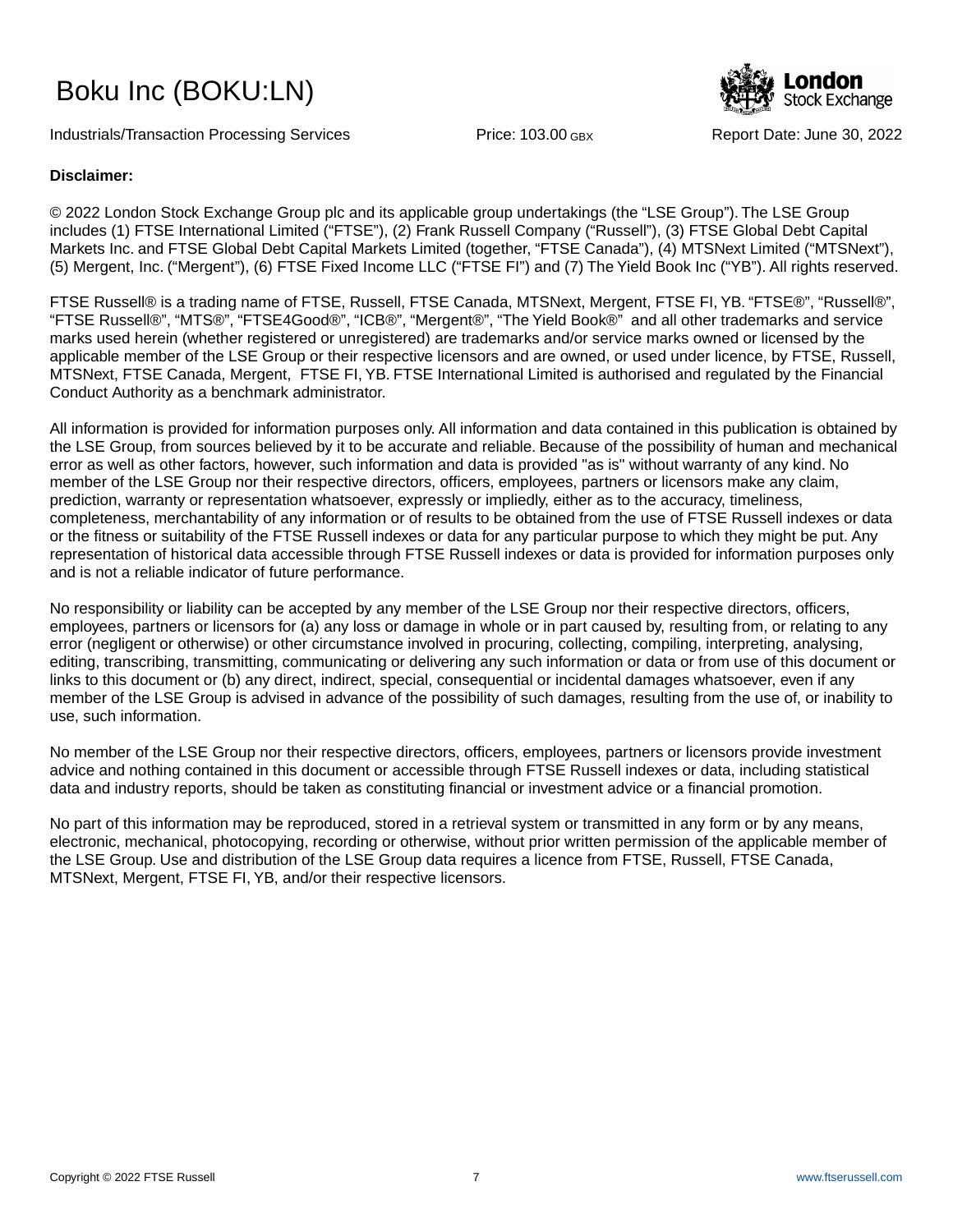Industrials/Transaction Processing Services Price: 103.00 GBX Report Date: June 30, 2022

**Disclaimer:**

© 2022 London Stock Exchange Group plc and its applicable group undertakings (the "LSE Group"). The LSE Group includes (1) FTSE International Limited ("FTSE"), (2) Frank Russell Company ("Russell"), (3) FTSE Global Debt Capital Markets Inc. and FTSE Global Debt Capital Markets Limited (together, "FTSE Canada"), (4) MTSNext Limited ("MTSNext"), (5) Mergent, Inc. ("Mergent"), (6) FTSE Fixed Income LLC ("FTSE FI") and (7) The Yield Book Inc ("YB"). All rights reserved.

FTSE Russell® is a trading name of FTSE, Russell, FTSE Canada, MTSNext, Mergent, FTSE FI, YB. "FTSE®", "Russell®", "FTSE Russell®", "MTS®", "FTSE4Good®", "ICB®", "Mergent®", "The Yield Book®" and all other trademarks and service marks used herein (whether registered or unregistered) are trademarks and/or service marks owned or licensed by the applicable member of the LSE Group or their respective licensors and are owned, or used under licence, by FTSE, Russell, MTSNext, FTSE Canada, Mergent, FTSE FI, YB. FTSE International Limited is authorised and regulated by the Financial Conduct Authority as a benchmark administrator.

All information is provided for information purposes only. All information and data contained in this publication is obtained by the LSE Group, from sources believed by it to be accurate and reliable. Because of the possibility of human and mechanical error as well as other factors, however, such information and data is provided "as is" without warranty of any kind. No member of the LSE Group nor their respective directors, officers, employees, partners or licensors make any claim, prediction, warranty or representation whatsoever, expressly or impliedly, either as to the accuracy, timeliness, completeness, merchantability of any information or of results to be obtained from the use of FTSE Russell indexes or data or the fitness or suitability of the FTSE Russell indexes or data for any particular purpose to which they might be put. Any representation of historical data accessible through FTSE Russell indexes or data is provided for information purposes only and is not a reliable indicator of future performance.

No responsibility or liability can be accepted by any member of the LSE Group nor their respective directors, officers, employees, partners or licensors for (a) any loss or damage in whole or in part caused by, resulting from, or relating to any error (negligent or otherwise) or other circumstance involved in procuring, collecting, compiling, interpreting, analysing, editing, transcribing, transmitting, communicating or delivering any such information or data or from use of this document or links to this document or (b) any direct, indirect, special, consequential or incidental damages whatsoever, even if any member of the LSE Group is advised in advance of the possibility of such damages, resulting from the use of, or inability to use, such information.

No member of the LSE Group nor their respective directors, officers, employees, partners or licensors provide investment advice and nothing contained in this document or accessible through FTSE Russell indexes or data, including statistical data and industry reports, should be taken as constituting financial or investment advice or a financial promotion.

No part of this information may be reproduced, stored in a retrieval system or transmitted in any form or by any means, electronic, mechanical, photocopying, recording or otherwise, without prior written permission of the applicable member of the LSE Group. Use and distribution of the LSE Group data requires a licence from FTSE, Russell, FTSE Canada, MTSNext, Mergent, FTSE FI, YB, and/or their respective licensors.